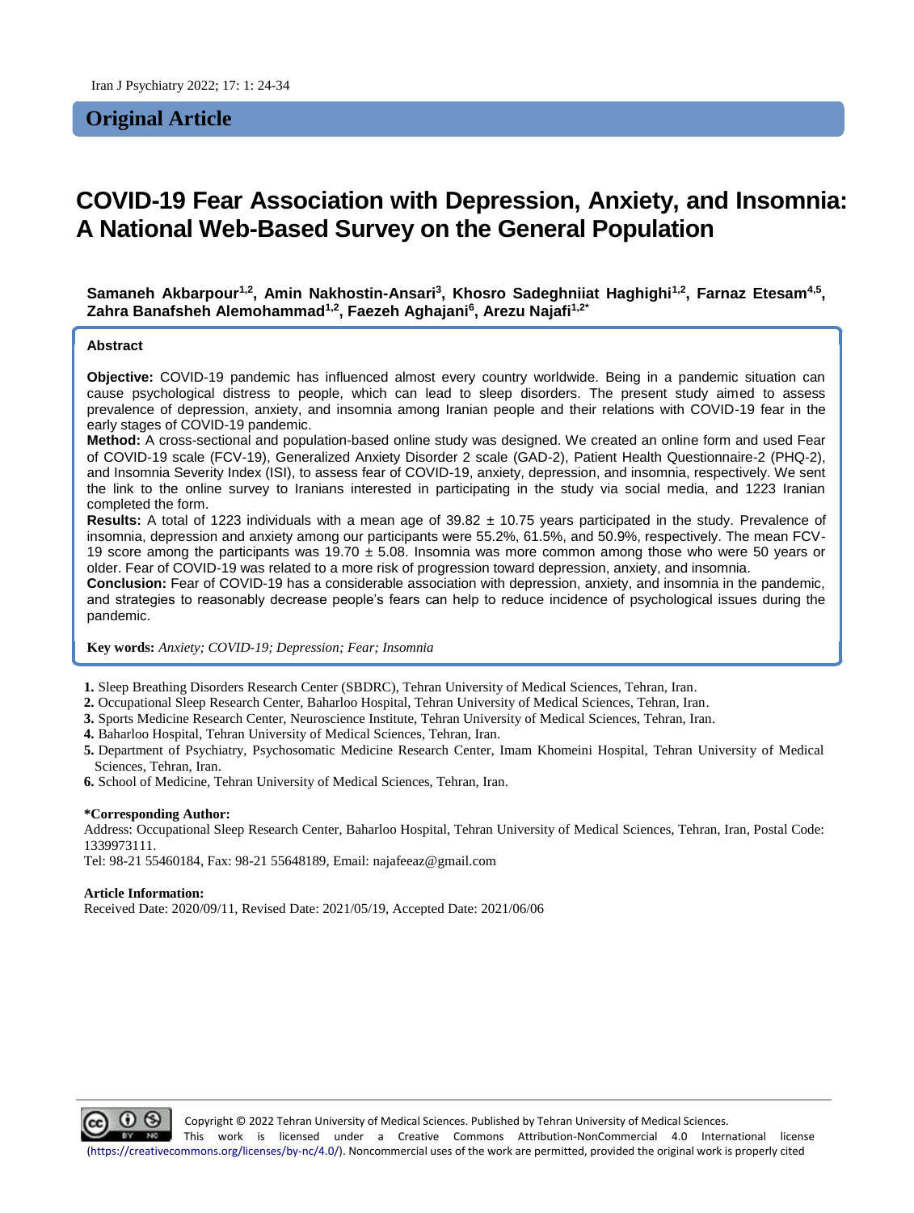**Original Article**

# COVID-19 Fear Association with Depression, Anxiety, and Insomnia: A National Web-Based Survey on the General Population

**Samaneh Akbarpour[1,2], Amin Nakhostin-Ansari[3], Khosro Sadeghniiat Haghighi[1,2], Farnaz Etesam[4,5], Zahra Banafsheh Alemohammad[1,2], Faezeh Aghajani[6], Arezu Najafi[1,2*]**

### Abstract

**Objective:** COVID-19 pandemic has influenced almost every country worldwide. Being in a pandemic situation can cause psychological distress to people, which can lead to sleep disorders. The present study aimed to assess prevalence of depression, anxiety, and insomnia among Iranian people and their relations with COVID-19 fear in the early stages of COVID-19 pandemic.

**Method:** A cross-sectional and population-based online study was designed. We created an online form and used Fear of COVID-19 scale (FCV-19), Generalized Anxiety Disorder 2 scale (GAD-2), Patient Health Questionnaire-2 (PHQ-2), and Insomnia Severity Index (ISI), to assess fear of COVID-19, anxiety, depression, and insomnia, respectively. We sent the link to the online survey to Iranians interested in participating in the study via social media, and 1223 Iranian completed the form.

**Results:** A total of 1223 individuals with a mean age of 39.82 ± 10.75 years participated in the study. Prevalence of insomnia, depression and anxiety among our participants were 55.2%, 61.5%, and 50.9%, respectively. The mean FCV-19 score among the participants was 19.70 ± 5.08. Insomnia was more common among those who were 50 years or older. Fear of COVID-19 was related to a more risk of progression toward depression, anxiety, and insomnia.

**Conclusion:** Fear of COVID-19 has a considerable association with depression, anxiety, and insomnia in the pandemic, and strategies to reasonably decrease people's fears can help to reduce incidence of psychological issues during the pandemic.

**Key words:** *Anxiety; COVID-19; Depression; Fear; Insomnia*

1. Sleep Breathing Disorders Research Center (SBDRC), Tehran University of Medical Sciences, Tehran, Iran.
2. Occupational Sleep Research Center, Baharloo Hospital, Tehran University of Medical Sciences, Tehran, Iran.
3. Sports Medicine Research Center, Neuroscience Institute, Tehran University of Medical Sciences, Tehran, Iran.
4. Baharloo Hospital, Tehran University of Medical Sciences, Tehran, Iran.
5. Department of Psychiatry, Psychosomatic Medicine Research Center, Imam Khomeini Hospital, Tehran University of Medical Sciences, Tehran, Iran.
6. School of Medicine, Tehran University of Medical Sciences, Tehran, Iran.

**\*Corresponding Author:**
Address: Occupational Sleep Research Center, Baharloo Hospital, Tehran University of Medical Sciences, Tehran, Iran, Postal Code: 1339973111.
Tel: 98-21 55460184, Fax: 98-21 55648189, Email: najafeeaz@gmail.com

**Article Information:**
Received Date: 2020/09/11, Revised Date: 2021/05/19, Accepted Date: 2021/06/06

Copyright © 2022 Tehran University of Medical Sciences. Published by Tehran University of Medical Sciences.
This work is licensed under a Creative Commons Attribution-NonCommercial 4.0 International license (https://creativecommons.org/licenses/by-nc/4.0/). Noncommercial uses of the work are permitted, provided the original work is properly cited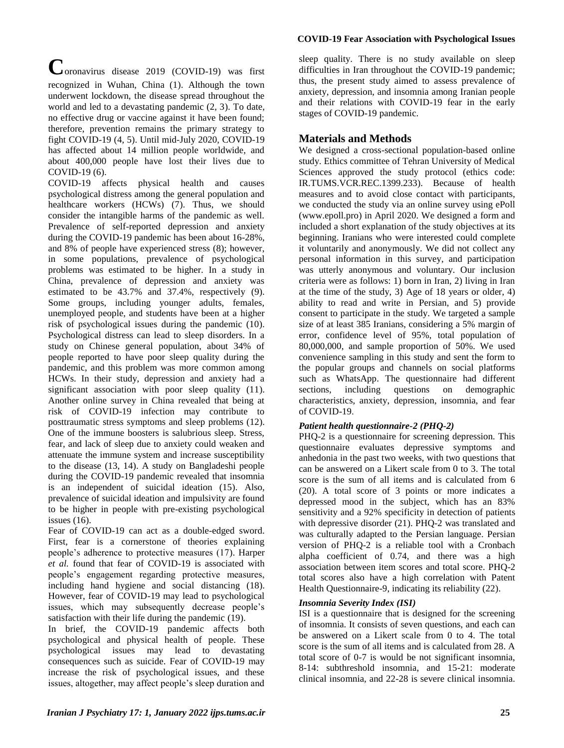Coronavirus disease 2019 (COVID-19) was first recognized in Wuhan, China (1). Although the town underwent lockdown, the disease spread throughout the world and led to a devastating pandemic (2, 3). To date, no effective drug or vaccine against it have been found; therefore, prevention remains the primary strategy to fight COVID-19 (4, 5). Until mid-July 2020, COVID-19 has affected about 14 million people worldwide, and about 400,000 people have lost their lives due to COVID-19 (6).

COVID-19 affects physical health and causes psychological distress among the general population and healthcare workers (HCWs) (7). Thus, we should consider the intangible harms of the pandemic as well. Prevalence of self-reported depression and anxiety during the COVID-19 pandemic has been about 16-28%, and 8% of people have experienced stress (8); however, in some populations, prevalence of psychological problems was estimated to be higher. In a study in China, prevalence of depression and anxiety was estimated to be 43.7% and 37.4%, respectively (9). Some groups, including younger adults, females, unemployed people, and students have been at a higher risk of psychological issues during the pandemic (10). Psychological distress can lead to sleep disorders. In a study on Chinese general population, about 34% of people reported to have poor sleep quality during the pandemic, and this problem was more common among HCWs. In their study, depression and anxiety had a significant association with poor sleep quality (11). Another online survey in China revealed that being at risk of COVID-19 infection may contribute to posttraumatic stress symptoms and sleep problems (12). One of the immune boosters is salubrious sleep. Stress, fear, and lack of sleep due to anxiety could weaken and attenuate the immune system and increase susceptibility to the disease (13, 14). A study on Bangladeshi people during the COVID-19 pandemic revealed that insomnia is an independent of suicidal ideation (15). Also, prevalence of suicidal ideation and impulsivity are found to be higher in people with pre-existing psychological issues (16).

Fear of COVID-19 can act as a double-edged sword. First, fear is a cornerstone of theories explaining people's adherence to protective measures (17). Harper *et al.* found that fear of COVID-19 is associated with people's engagement regarding protective measures, including hand hygiene and social distancing (18). However, fear of COVID-19 may lead to psychological issues, which may subsequently decrease people's satisfaction with their life during the pandemic (19).

In brief, the COVID-19 pandemic affects both psychological and physical health of people. These psychological issues may lead to devastating consequences such as suicide. Fear of COVID-19 may increase the risk of psychological issues, and these issues, altogether, may affect people's sleep duration and sleep quality. There is no study available on sleep difficulties in Iran throughout the COVID-19 pandemic; thus, the present study aimed to assess prevalence of anxiety, depression, and insomnia among Iranian people and their relations with COVID-19 fear in the early stages of COVID-19 pandemic.

## Materials and Methods

We designed a cross-sectional population-based online study. Ethics committee of Tehran University of Medical Sciences approved the study protocol (ethics code: IR.TUMS.VCR.REC.1399.233). Because of health measures and to avoid close contact with participants, we conducted the study via an online survey using ePoll (www.epoll.pro) in April 2020. We designed a form and included a short explanation of the study objectives at its beginning. Iranians who were interested could complete it voluntarily and anonymously. We did not collect any personal information in this survey, and participation was utterly anonymous and voluntary. Our inclusion criteria were as follows: 1) born in Iran, 2) living in Iran at the time of the study, 3) Age of 18 years or older, 4) ability to read and write in Persian, and 5) provide consent to participate in the study. We targeted a sample size of at least 385 Iranians, considering a 5% margin of error, confidence level of 95%, total population of 80,000,000, and sample proportion of 50%. We used convenience sampling in this study and sent the form to the popular groups and channels on social platforms such as WhatsApp. The questionnaire had different sections, including questions on demographic characteristics, anxiety, depression, insomnia, and fear of COVID-19.

### *Patient health questionnaire-2 (PHQ-2)*

PHQ-2 is a questionnaire for screening depression. This questionnaire evaluates depressive symptoms and anhedonia in the past two weeks, with two questions that can be answered on a Likert scale from 0 to 3. The total score is the sum of all items and is calculated from 6 (20). A total score of 3 points or more indicates a depressed mood in the subject, which has an 83% sensitivity and a 92% specificity in detection of patients with depressive disorder (21). PHQ-2 was translated and was culturally adapted to the Persian language. Persian version of PHQ-2 is a reliable tool with a Cronbach alpha coefficient of 0.74, and there was a high association between item scores and total score. PHQ-2 total scores also have a high correlation with Patent Health Questionnaire-9, indicating its reliability (22).

### *Insomnia Severity Index (ISI)*

ISI is a questionnaire that is designed for the screening of insomnia. It consists of seven questions, and each can be answered on a Likert scale from 0 to 4. The total score is the sum of all items and is calculated from 28. A total score of 0-7 is would be not significant insomnia, 8-14: subthreshold insomnia, and 15-21: moderate clinical insomnia, and 22-28 is severe clinical insomnia.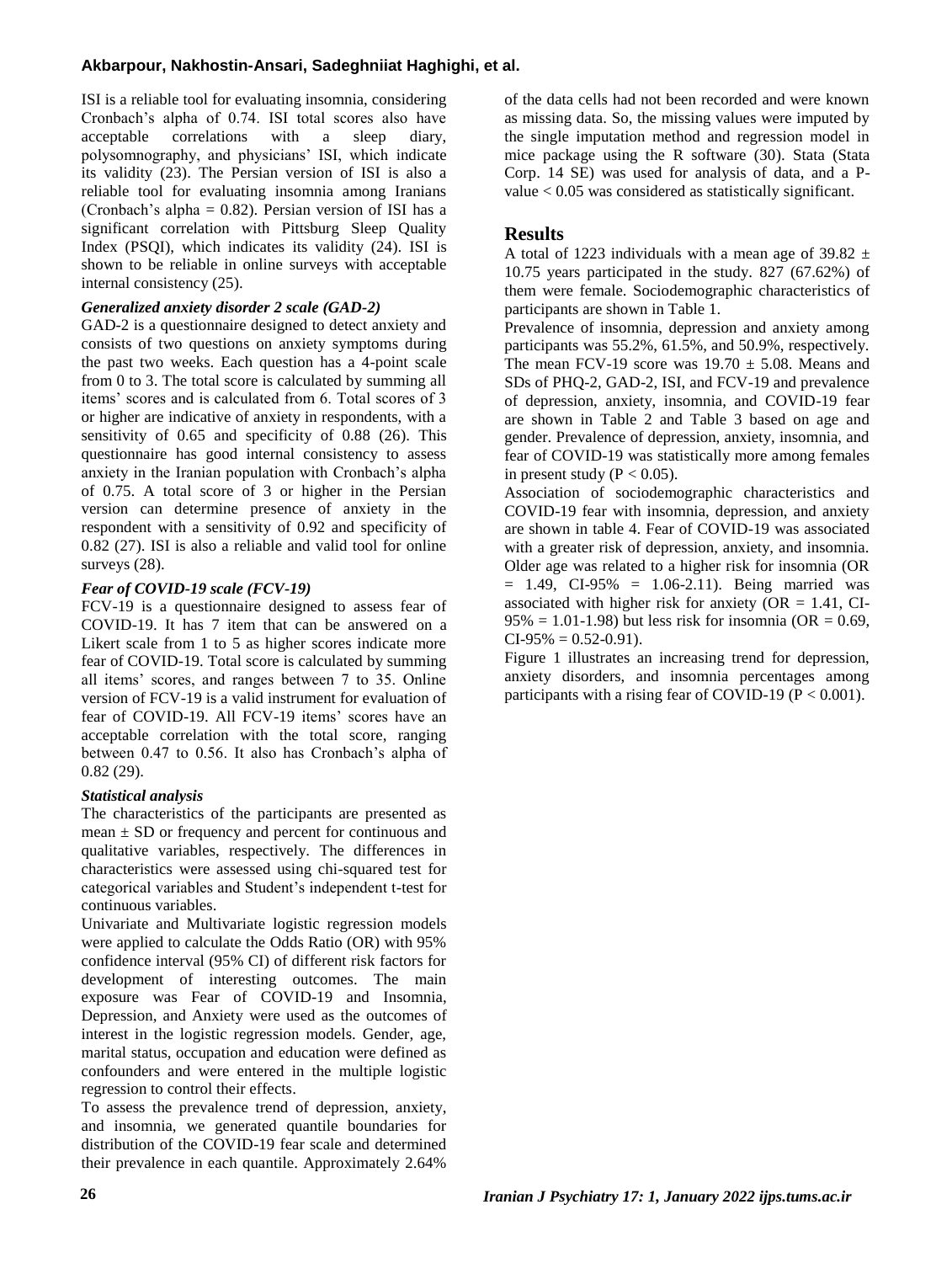ISI is a reliable tool for evaluating insomnia, considering Cronbach's alpha of 0.74. ISI total scores also have acceptable correlations with a sleep diary, polysomnography, and physicians' ISI, which indicate its validity (23). The Persian version of ISI is also a reliable tool for evaluating insomnia among Iranians (Cronbach's alpha = 0.82). Persian version of ISI has a significant correlation with Pittsburg Sleep Quality Index (PSQI), which indicates its validity (24). ISI is shown to be reliable in online surveys with acceptable internal consistency (25).

### *Generalized anxiety disorder 2 scale (GAD-2)*

GAD-2 is a questionnaire designed to detect anxiety and consists of two questions on anxiety symptoms during the past two weeks. Each question has a 4-point scale from 0 to 3. The total score is calculated by summing all items' scores and is calculated from 6. Total scores of 3 or higher are indicative of anxiety in respondents, with a sensitivity of 0.65 and specificity of 0.88 (26). This questionnaire has good internal consistency to assess anxiety in the Iranian population with Cronbach's alpha of 0.75. A total score of 3 or higher in the Persian version can determine presence of anxiety in the respondent with a sensitivity of 0.92 and specificity of 0.82 (27). ISI is also a reliable and valid tool for online surveys (28).

### *Fear of COVID-19 scale (FCV-19)*

FCV-19 is a questionnaire designed to assess fear of COVID-19. It has 7 item that can be answered on a Likert scale from 1 to 5 as higher scores indicate more fear of COVID-19. Total score is calculated by summing all items' scores, and ranges between 7 to 35. Online version of FCV-19 is a valid instrument for evaluation of fear of COVID-19. All FCV-19 items' scores have an acceptable correlation with the total score, ranging between 0.47 to 0.56. It also has Cronbach's alpha of 0.82 (29).

### *Statistical analysis*

The characteristics of the participants are presented as mean ± SD or frequency and percent for continuous and qualitative variables, respectively. The differences in characteristics were assessed using chi-squared test for categorical variables and Student's independent t-test for continuous variables.

Univariate and Multivariate logistic regression models were applied to calculate the Odds Ratio (OR) with 95% confidence interval (95% CI) of different risk factors for development of interesting outcomes. The main exposure was Fear of COVID-19 and Insomnia, Depression, and Anxiety were used as the outcomes of interest in the logistic regression models. Gender, age, marital status, occupation and education were defined as confounders and were entered in the multiple logistic regression to control their effects.

To assess the prevalence trend of depression, anxiety, and insomnia, we generated quantile boundaries for distribution of the COVID-19 fear scale and determined their prevalence in each quantile. Approximately 2.64% of the data cells had not been recorded and were known as missing data. So, the missing values were imputed by the single imputation method and regression model in mice package using the R software (30). Stata (Stata Corp. 14 SE) was used for analysis of data, and a P-value < 0.05 was considered as statistically significant.

## Results

A total of 1223 individuals with a mean age of 39.82 ± 10.75 years participated in the study. 827 (67.62%) of them were female. Sociodemographic characteristics of participants are shown in Table 1.

Prevalence of insomnia, depression and anxiety among participants was 55.2%, 61.5%, and 50.9%, respectively. The mean FCV-19 score was 19.70 ± 5.08. Means and SDs of PHQ-2, GAD-2, ISI, and FCV-19 and prevalence of depression, anxiety, insomnia, and COVID-19 fear are shown in Table 2 and Table 3 based on age and gender. Prevalence of depression, anxiety, insomnia, and fear of COVID-19 was statistically more among females in present study ($P < 0.05$).

Association of sociodemographic characteristics and COVID-19 fear with insomnia, depression, and anxiety are shown in table 4. Fear of COVID-19 was associated with a greater risk of depression, anxiety, and insomnia. Older age was related to a higher risk for insomnia (OR = 1.49, CI-95% = 1.06-2.11). Being married was associated with higher risk for anxiety (OR = 1.41, CI-95% = 1.01-1.98) but less risk for insomnia (OR = 0.69, CI-95% = 0.52-0.91).

Figure 1 illustrates an increasing trend for depression, anxiety disorders, and insomnia percentages among participants with a rising fear of COVID-19 ($P < 0.001$).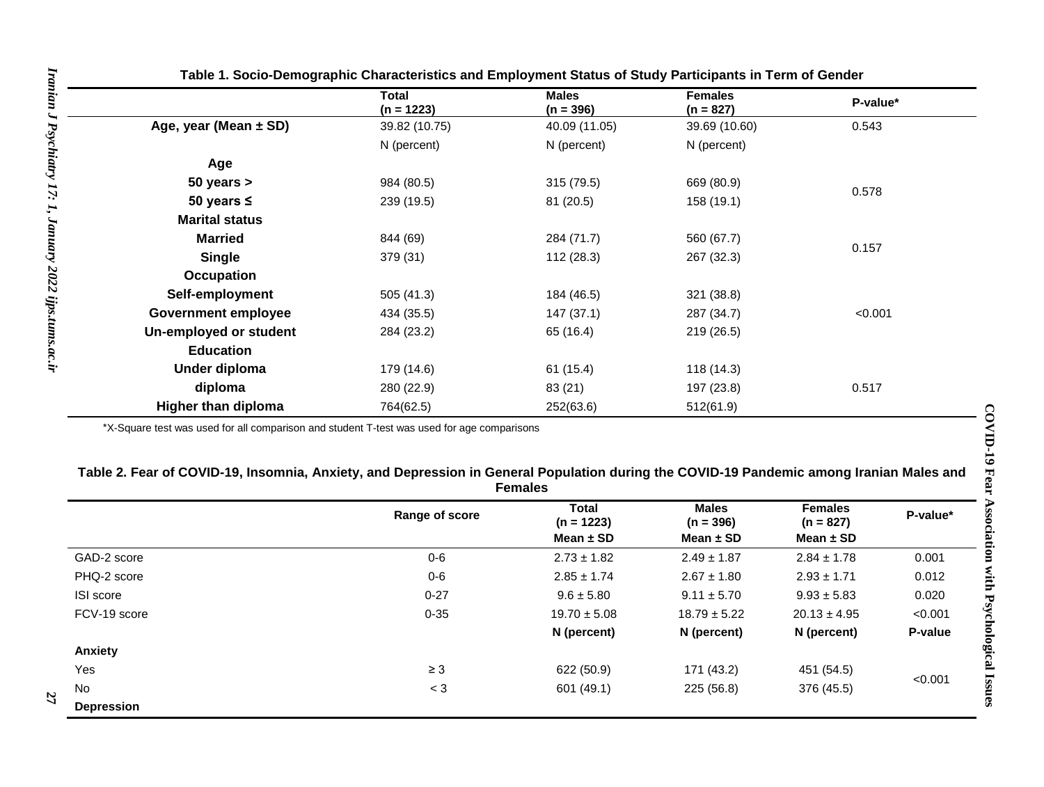**Table 1. Socio-Demographic Characteristics and Employment Status of Study Participants in Term of Gender**

| | Total (n = 1223) | Males (n = 396) | Females (n = 827) | P-value* |
|---|---|---|---|---|
| **Age, year (Mean ± SD)** | 39.82 (10.75) | 40.09 (11.05) | 39.69 (10.60) | 0.543 |
| | N (percent) | N (percent) | N (percent) | |
| **Age** | | | | |
| **50 years >** | 984 (80.5) | 315 (79.5) | 669 (80.9) | 0.578 |
| **50 years ≤** | 239 (19.5) | 81 (20.5) | 158 (19.1) | |
| **Marital status** | | | | |
| **Married** | 844 (69) | 284 (71.7) | 560 (67.7) | 0.157 |
| **Single** | 379 (31) | 112 (28.3) | 267 (32.3) | |
| **Occupation** | | | | |
| **Self-employment** | 505 (41.3) | 184 (46.5) | 321 (38.8) | <0.001 |
| **Government employee** | 434 (35.5) | 147 (37.1) | 287 (34.7) | |
| **Un-employed or student** | 284 (23.2) | 65 (16.4) | 219 (26.5) | |
| **Education** | | | | |
| **Under diploma** | 179 (14.6) | 61 (15.4) | 118 (14.3) | 0.517 |
| **diploma** | 280 (22.9) | 83 (21) | 197 (23.8) | |
| **Higher than diploma** | 764(62.5) | 252(63.6) | 512(61.9) | |

*X-Square test was used for all comparison and student T-test was used for age comparisons

**Table 2. Fear of COVID-19, Insomnia, Anxiety, and Depression in General Population during the COVID-19 Pandemic among Iranian Males and Females**

| | Range of score | Total (n = 1223) Mean ± SD | Males (n = 396) Mean ± SD | Females (n = 827) Mean ± SD | P-value* |
|---|---|---|---|---|---|
| GAD-2 score | 0-6 | 2.73 ± 1.82 | 2.49 ± 1.87 | 2.84 ± 1.78 | 0.001 |
| PHQ-2 score | 0-6 | 2.85 ± 1.74 | 2.67 ± 1.80 | 2.93 ± 1.71 | 0.012 |
| ISI score | 0-27 | 9.6 ± 5.80 | 9.11 ± 5.70 | 9.93 ± 5.83 | 0.020 |
| FCV-19 score | 0-35 | 19.70 ± 5.08 | 18.79 ± 5.22 | 20.13 ± 4.95 | <0.001 |
| | | **N (percent)** | **N (percent)** | **N (percent)** | **P-value** |
| **Anxiety** | | | | | |
| Yes | ≥ 3 | 622 (50.9) | 171 (43.2) | 451 (54.5) | <0.001 |
| No | < 3 | 601 (49.1) | 225 (56.8) | 376 (45.5) | |
| **Depression** | | | | | |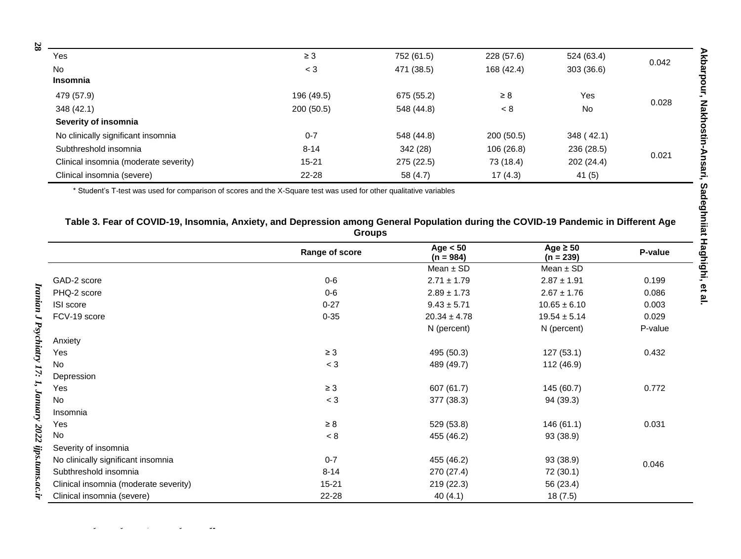| | | | | | |
|---|---|---|---|---|---|
| Yes | ≥ 3 | 752 (61.5) | 228 (57.6) | 524 (63.4) | 0.042 |
| No | < 3 | 471 (38.5) | 168 (42.4) | 303 (36.6) | |
| **Insomnia** | | | | | |
| 479 (57.9) | 196 (49.5) | 675 (55.2) | ≥ 8 | Yes | 0.028 |
| 348 (42.1) | 200 (50.5) | 548 (44.8) | < 8 | No | |
| **Severity of insomnia** | | | | | |
| No clinically significant insomnia | 0-7 | 548 (44.8) | 200 (50.5) | 348 ( 42.1) | 0.021 |
| Subthreshold insomnia | 8-14 | 342 (28) | 106 (26.8) | 236 (28.5) | |
| Clinical insomnia (moderate severity) | 15-21 | 275 (22.5) | 73 (18.4) | 202 (24.4) | |
| Clinical insomnia (severe) | 22-28 | 58 (4.7) | 17 (4.3) | 41 (5) | |

\* Student's T-test was used for comparison of scores and the X-Square test was used for other qualitative variables

**Table 3. Fear of COVID-19, Insomnia, Anxiety, and Depression among General Population during the COVID-19 Pandemic in Different Age Groups**

| | Range of score | Age < 50 (n = 984) | Age ≥ 50 (n = 239) | P-value |
|---|---|---|---|---|
| | | Mean ± SD | Mean ± SD | |
| GAD-2 score | 0-6 | 2.71 ± 1.79 | 2.87 ± 1.91 | 0.199 |
| PHQ-2 score | 0-6 | 2.89 ± 1.73 | 2.67 ± 1.76 | 0.086 |
| ISI score | 0-27 | 9.43 ± 5.71 | 10.65 ± 6.10 | 0.003 |
| FCV-19 score | 0-35 | 20.34 ± 4.78 | 19.54 ± 5.14 | 0.029 |
| | | N (percent) | N (percent) | P-value |
| Anxiety | | | | |
| Yes | ≥ 3 | 495 (50.3) | 127 (53.1) | 0.432 |
| No | < 3 | 489 (49.7) | 112 (46.9) | |
| Depression | | | | |
| Yes | ≥ 3 | 607 (61.7) | 145 (60.7) | 0.772 |
| No | < 3 | 377 (38.3) | 94 (39.3) | |
| Insomnia | | | | |
| Yes | ≥ 8 | 529 (53.8) | 146 (61.1) | 0.031 |
| No | < 8 | 455 (46.2) | 93 (38.9) | |
| Severity of insomnia | | | | |
| No clinically significant insomnia | 0-7 | 455 (46.2) | 93 (38.9) | 0.046 |
| Subthreshold insomnia | 8-14 | 270 (27.4) | 72 (30.1) | |
| Clinical insomnia (moderate severity) | 15-21 | 219 (22.3) | 56 (23.4) | |
| Clinical insomnia (severe) | 22-28 | 40 (4.1) | 18 (7.5) | |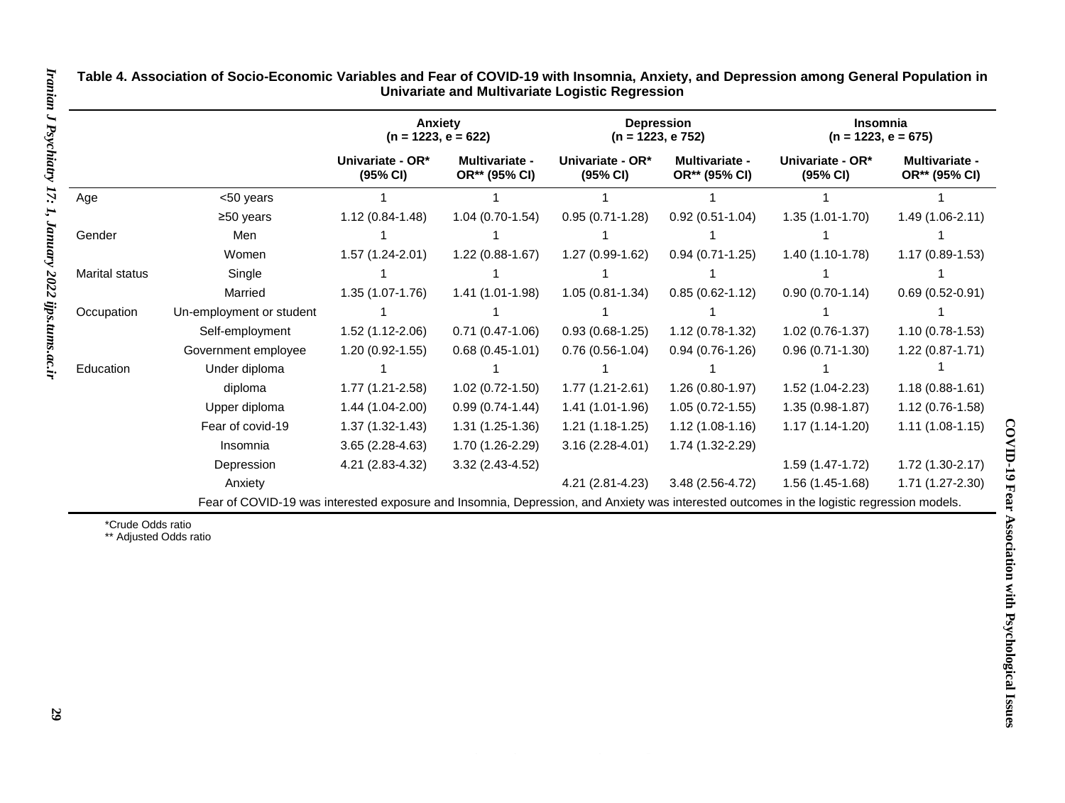**Table 4. Association of Socio-Economic Variables and Fear of COVID-19 with Insomnia, Anxiety, and Depression among General Population in Univariate and Multivariate Logistic Regression**

| | | Anxiety (n = 1223, e = 622) | | Depression (n = 1223, e 752) | | Insomnia (n = 1223, e = 675) | |
|---|---|---|---|---|---|---|---|
| | | Univariate - OR* (95% CI) | Multivariate - OR** (95% CI) | Univariate - OR* (95% CI) | Multivariate - OR** (95% CI) | Univariate - OR* (95% CI) | Multivariate - OR** (95% CI) |
| Age | <50 years | 1 | 1 | 1 | 1 | 1 | 1 |
| | ≥50 years | 1.12 (0.84-1.48) | 1.04 (0.70-1.54) | 0.95 (0.71-1.28) | 0.92 (0.51-1.04) | 1.35 (1.01-1.70) | 1.49 (1.06-2.11) |
| Gender | Men | 1 | 1 | 1 | 1 | 1 | 1 |
| | Women | 1.57 (1.24-2.01) | 1.22 (0.88-1.67) | 1.27 (0.99-1.62) | 0.94 (0.71-1.25) | 1.40 (1.10-1.78) | 1.17 (0.89-1.53) |
| Marital status | Single | 1 | 1 | 1 | 1 | 1 | 1 |
| | Married | 1.35 (1.07-1.76) | 1.41 (1.01-1.98) | 1.05 (0.81-1.34) | 0.85 (0.62-1.12) | 0.90 (0.70-1.14) | 0.69 (0.52-0.91) |
| Occupation | Un-employment or student | 1 | 1 | 1 | 1 | 1 | 1 |
| | Self-employment | 1.52 (1.12-2.06) | 0.71 (0.47-1.06) | 0.93 (0.68-1.25) | 1.12 (0.78-1.32) | 1.02 (0.76-1.37) | 1.10 (0.78-1.53) |
| | Government employee | 1.20 (0.92-1.55) | 0.68 (0.45-1.01) | 0.76 (0.56-1.04) | 0.94 (0.76-1.26) | 0.96 (0.71-1.30) | 1.22 (0.87-1.71) |
| Education | Under diploma | 1 | 1 | 1 | 1 | 1 | 1 |
| | diploma | 1.77 (1.21-2.58) | 1.02 (0.72-1.50) | 1.77 (1.21-2.61) | 1.26 (0.80-1.97) | 1.52 (1.04-2.23) | 1.18 (0.88-1.61) |
| | Upper diploma | 1.44 (1.04-2.00) | 0.99 (0.74-1.44) | 1.41 (1.01-1.96) | 1.05 (0.72-1.55) | 1.35 (0.98-1.87) | 1.12 (0.76-1.58) |
| | Fear of covid-19 | 1.37 (1.32-1.43) | 1.31 (1.25-1.36) | 1.21 (1.18-1.25) | 1.12 (1.08-1.16) | 1.17 (1.14-1.20) | 1.11 (1.08-1.15) |
| | Insomnia | 3.65 (2.28-4.63) | 1.70 (1.26-2.29) | 3.16 (2.28-4.01) | 1.74 (1.32-2.29) | | |
| | Depression | 4.21 (2.83-4.32) | 3.32 (2.43-4.52) | | | 1.59 (1.47-1.72) | 1.72 (1.30-2.17) |
| | Anxiety | | | 4.21 (2.81-4.23) | 3.48 (2.56-4.72) | 1.56 (1.45-1.68) | 1.71 (1.27-2.30) |

Fear of COVID-19 was interested exposure and Insomnia, Depression, and Anxiety was interested outcomes in the logistic regression models.

*Crude Odds ratio
** Adjusted Odds ratio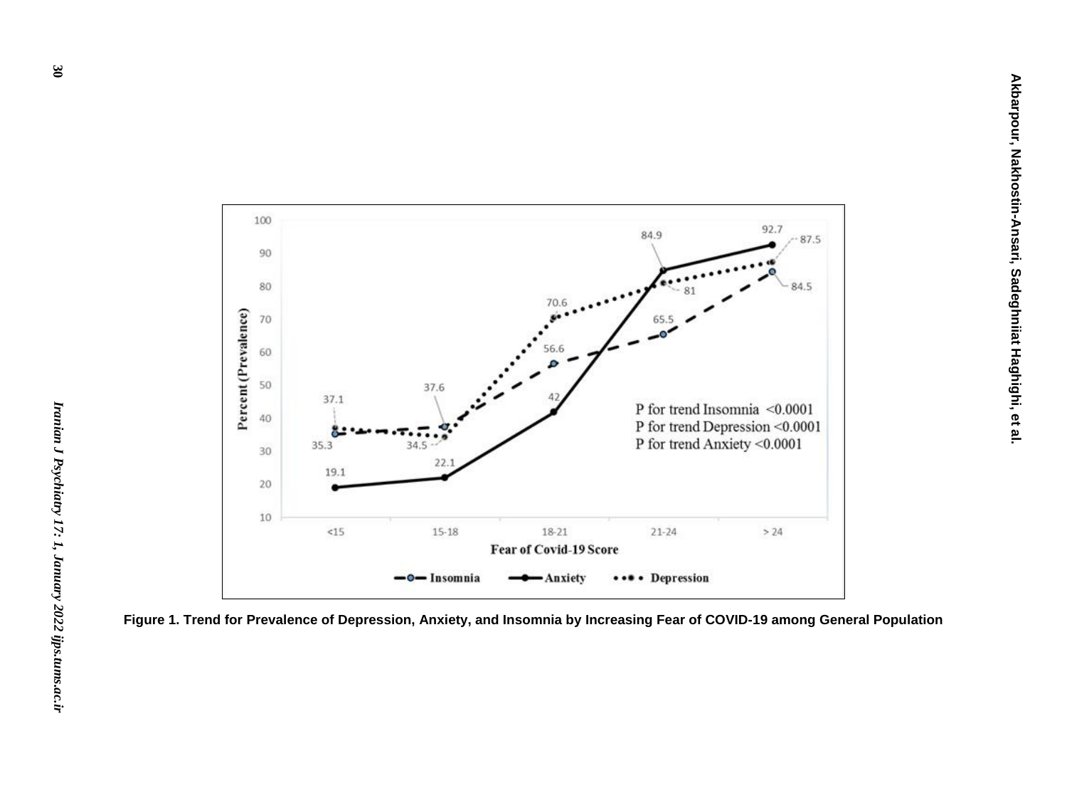Figure 1. Trend for Prevalence of Depression, Anxiety, and Insomnia by Increasing Fear of COVID-19 among General Population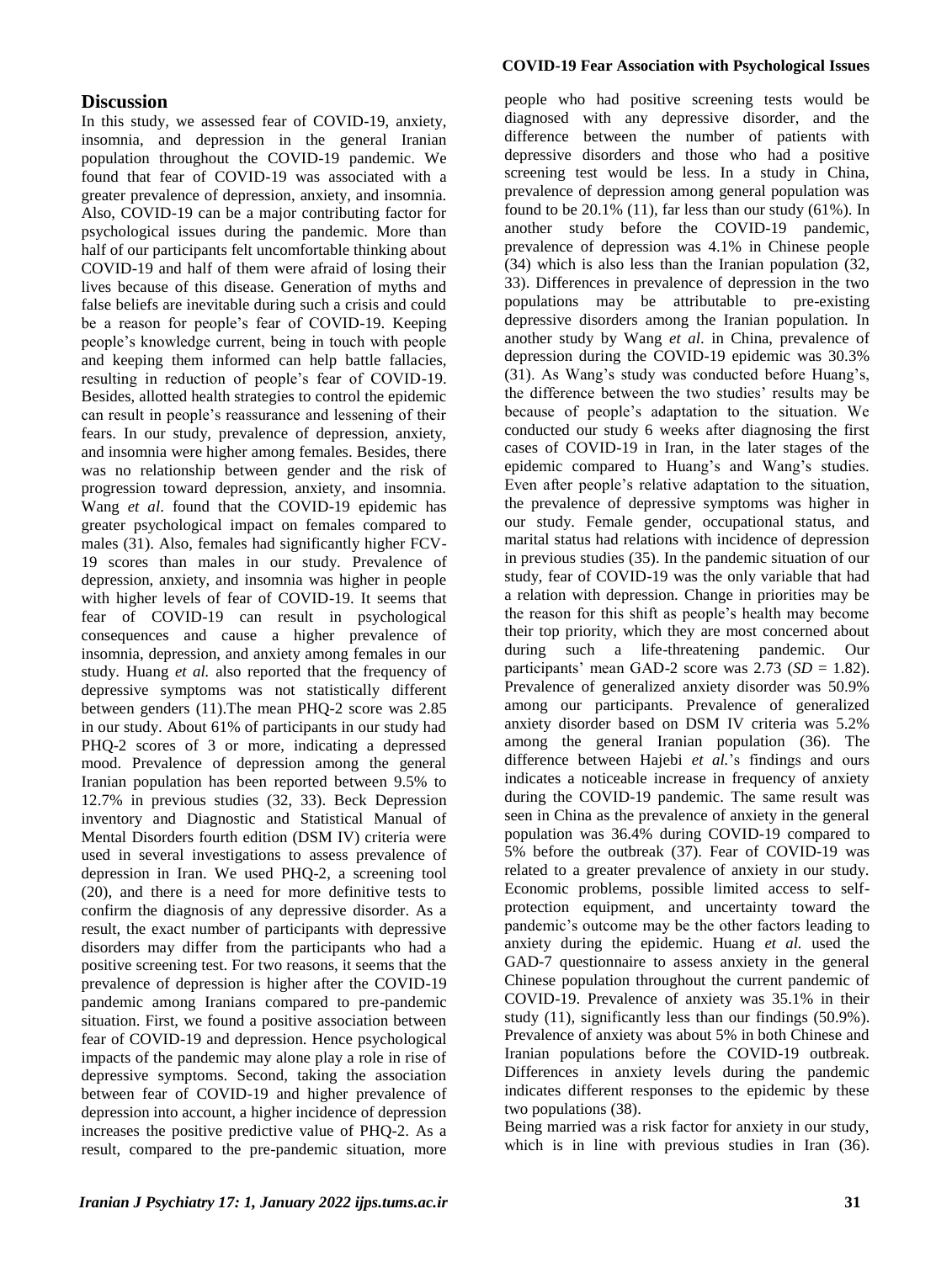## Discussion

In this study, we assessed fear of COVID-19, anxiety, insomnia, and depression in the general Iranian population throughout the COVID-19 pandemic. We found that fear of COVID-19 was associated with a greater prevalence of depression, anxiety, and insomnia. Also, COVID-19 can be a major contributing factor for psychological issues during the pandemic. More than half of our participants felt uncomfortable thinking about COVID-19 and half of them were afraid of losing their lives because of this disease. Generation of myths and false beliefs are inevitable during such a crisis and could be a reason for people's fear of COVID-19. Keeping people's knowledge current, being in touch with people and keeping them informed can help battle fallacies, resulting in reduction of people's fear of COVID-19. Besides, allotted health strategies to control the epidemic can result in people's reassurance and lessening of their fears. In our study, prevalence of depression, anxiety, and insomnia were higher among females. Besides, there was no relationship between gender and the risk of progression toward depression, anxiety, and insomnia. Wang *et al*. found that the COVID-19 epidemic has greater psychological impact on females compared to males (31). Also, females had significantly higher FCV-19 scores than males in our study. Prevalence of depression, anxiety, and insomnia was higher in people with higher levels of fear of COVID-19. It seems that fear of COVID-19 can result in psychological consequences and cause a higher prevalence of insomnia, depression, and anxiety among females in our study. Huang *et al.* also reported that the frequency of depressive symptoms was not statistically different between genders (11).The mean PHQ-2 score was 2.85 in our study. About 61% of participants in our study had PHQ-2 scores of 3 or more, indicating a depressed mood. Prevalence of depression among the general Iranian population has been reported between 9.5% to 12.7% in previous studies (32, 33). Beck Depression inventory and Diagnostic and Statistical Manual of Mental Disorders fourth edition (DSM IV) criteria were used in several investigations to assess prevalence of depression in Iran. We used PHQ-2, a screening tool (20), and there is a need for more definitive tests to confirm the diagnosis of any depressive disorder. As a result, the exact number of participants with depressive disorders may differ from the participants who had a positive screening test. For two reasons, it seems that the prevalence of depression is higher after the COVID-19 pandemic among Iranians compared to pre-pandemic situation. First, we found a positive association between fear of COVID-19 and depression. Hence psychological impacts of the pandemic may alone play a role in rise of depressive symptoms. Second, taking the association between fear of COVID-19 and higher prevalence of depression into account, a higher incidence of depression increases the positive predictive value of PHQ-2. As a result, compared to the pre-pandemic situation, more people who had positive screening tests would be diagnosed with any depressive disorder, and the difference between the number of patients with depressive disorders and those who had a positive screening test would be less. In a study in China, prevalence of depression among general population was found to be 20.1% (11), far less than our study (61%). In another study before the COVID-19 pandemic, prevalence of depression was 4.1% in Chinese people (34) which is also less than the Iranian population (32, 33). Differences in prevalence of depression in the two populations may be attributable to pre-existing depressive disorders among the Iranian population. In another study by Wang *et al*. in China, prevalence of depression during the COVID-19 epidemic was 30.3% (31). As Wang's study was conducted before Huang's, the difference between the two studies' results may be because of people's adaptation to the situation. We conducted our study 6 weeks after diagnosing the first cases of COVID-19 in Iran, in the later stages of the epidemic compared to Huang's and Wang's studies. Even after people's relative adaptation to the situation, the prevalence of depressive symptoms was higher in our study. Female gender, occupational status, and marital status had relations with incidence of depression in previous studies (35). In the pandemic situation of our study, fear of COVID-19 was the only variable that had a relation with depression. Change in priorities may be the reason for this shift as people's health may become their top priority, which they are most concerned about during such a life-threatening pandemic. Our participants' mean GAD-2 score was 2.73 (*SD* = 1.82). Prevalence of generalized anxiety disorder was 50.9% among our participants. Prevalence of generalized anxiety disorder based on DSM IV criteria was 5.2% among the general Iranian population (36). The difference between Hajebi *et al.*'s findings and ours indicates a noticeable increase in frequency of anxiety during the COVID-19 pandemic. The same result was seen in China as the prevalence of anxiety in the general population was 36.4% during COVID-19 compared to 5% before the outbreak (37). Fear of COVID-19 was related to a greater prevalence of anxiety in our study. Economic problems, possible limited access to self-protection equipment, and uncertainty toward the pandemic's outcome may be the other factors leading to anxiety during the epidemic. Huang *et al.* used the GAD-7 questionnaire to assess anxiety in the general Chinese population throughout the current pandemic of COVID-19. Prevalence of anxiety was 35.1% in their study (11), significantly less than our findings (50.9%). Prevalence of anxiety was about 5% in both Chinese and Iranian populations before the COVID-19 outbreak. Differences in anxiety levels during the pandemic indicates different responses to the epidemic by these two populations (38).

Being married was a risk factor for anxiety in our study, which is in line with previous studies in Iran (36).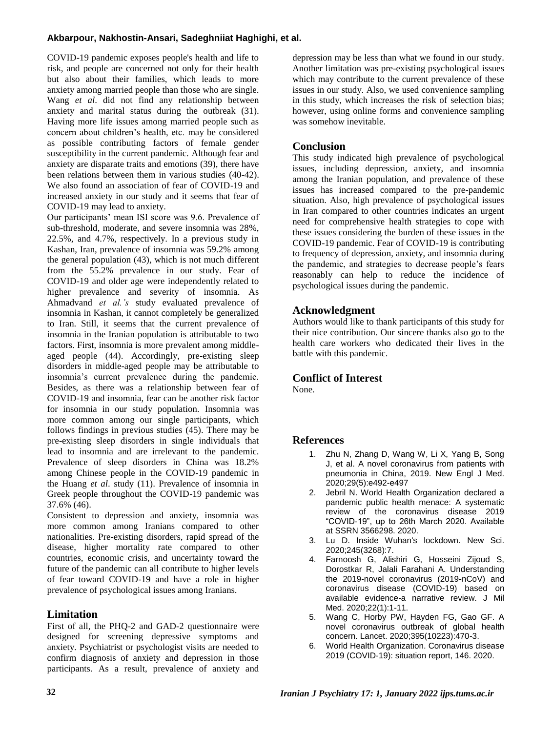COVID-19 pandemic exposes people's health and life to risk, and people are concerned not only for their health but also about their families, which leads to more anxiety among married people than those who are single. Wang *et al*. did not find any relationship between anxiety and marital status during the outbreak (31). Having more life issues among married people such as concern about children's health, etc. may be considered as possible contributing factors of female gender susceptibility in the current pandemic. Although fear and anxiety are disparate traits and emotions (39), there have been relations between them in various studies (40-42). We also found an association of fear of COVID-19 and increased anxiety in our study and it seems that fear of COVID-19 may lead to anxiety.

Our participants' mean ISI score was 9.6. Prevalence of sub-threshold, moderate, and severe insomnia was 28%, 22.5%, and 4.7%, respectively. In a previous study in Kashan, Iran, prevalence of insomnia was 59.2% among the general population (43), which is not much different from the 55.2% prevalence in our study. Fear of COVID-19 and older age were independently related to higher prevalence and severity of insomnia. As Ahmadvand *et al.'s* study evaluated prevalence of insomnia in Kashan, it cannot completely be generalized to Iran. Still, it seems that the current prevalence of insomnia in the Iranian population is attributable to two factors. First, insomnia is more prevalent among middle-aged people (44). Accordingly, pre-existing sleep disorders in middle-aged people may be attributable to insomnia's current prevalence during the pandemic. Besides, as there was a relationship between fear of COVID-19 and insomnia, fear can be another risk factor for insomnia in our study population. Insomnia was more common among our single participants, which follows findings in previous studies (45). There may be pre-existing sleep disorders in single individuals that lead to insomnia and are irrelevant to the pandemic. Prevalence of sleep disorders in China was 18.2% among Chinese people in the COVID-19 pandemic in the Huang *et al*. study (11). Prevalence of insomnia in Greek people throughout the COVID-19 pandemic was 37.6% (46).

Consistent to depression and anxiety, insomnia was more common among Iranians compared to other nationalities. Pre-existing disorders, rapid spread of the disease, higher mortality rate compared to other countries, economic crisis, and uncertainty toward the future of the pandemic can all contribute to higher levels of fear toward COVID-19 and have a role in higher prevalence of psychological issues among Iranians.

## Limitation

First of all, the PHQ-2 and GAD-2 questionnaire were designed for screening depressive symptoms and anxiety. Psychiatrist or psychologist visits are needed to confirm diagnosis of anxiety and depression in those participants. As a result, prevalence of anxiety and depression may be less than what we found in our study. Another limitation was pre-existing psychological issues which may contribute to the current prevalence of these issues in our study. Also, we used convenience sampling in this study, which increases the risk of selection bias; however, using online forms and convenience sampling was somehow inevitable.

## Conclusion

This study indicated high prevalence of psychological issues, including depression, anxiety, and insomnia among the Iranian population, and prevalence of these issues has increased compared to the pre-pandemic situation. Also, high prevalence of psychological issues in Iran compared to other countries indicates an urgent need for comprehensive health strategies to cope with these issues considering the burden of these issues in the COVID-19 pandemic. Fear of COVID-19 is contributing to frequency of depression, anxiety, and insomnia during the pandemic, and strategies to decrease people's fears reasonably can help to reduce the incidence of psychological issues during the pandemic.

## Acknowledgment

Authors would like to thank participants of this study for their nice contribution. Our sincere thanks also go to the health care workers who dedicated their lives in the battle with this pandemic.

## Conflict of Interest

None.

## References

1. Zhu N, Zhang D, Wang W, Li X, Yang B, Song J, et al. A novel coronavirus from patients with pneumonia in China, 2019. New Engl J Med. 2020;29(5):e492-e497
2. Jebril N. World Health Organization declared a pandemic public health menace: A systematic review of the coronavirus disease 2019 "COVID-19", up to 26th March 2020. Available at SSRN 3566298. 2020.
3. Lu D. Inside Wuhan's lockdown. New Sci. 2020;245(3268):7.
4. Farnoosh G, Alishiri G, Hosseini Zijoud S, Dorostkar R, Jalali Farahani A. Understanding the 2019-novel coronavirus (2019-nCoV) and coronavirus disease (COVID-19) based on available evidence-a narrative review. J Mil Med. 2020;22(1):1-11.
5. Wang C, Horby PW, Hayden FG, Gao GF. A novel coronavirus outbreak of global health concern. Lancet. 2020;395(10223):470-3.
6. World Health Organization. Coronavirus disease 2019 (COVID-19): situation report, 146. 2020.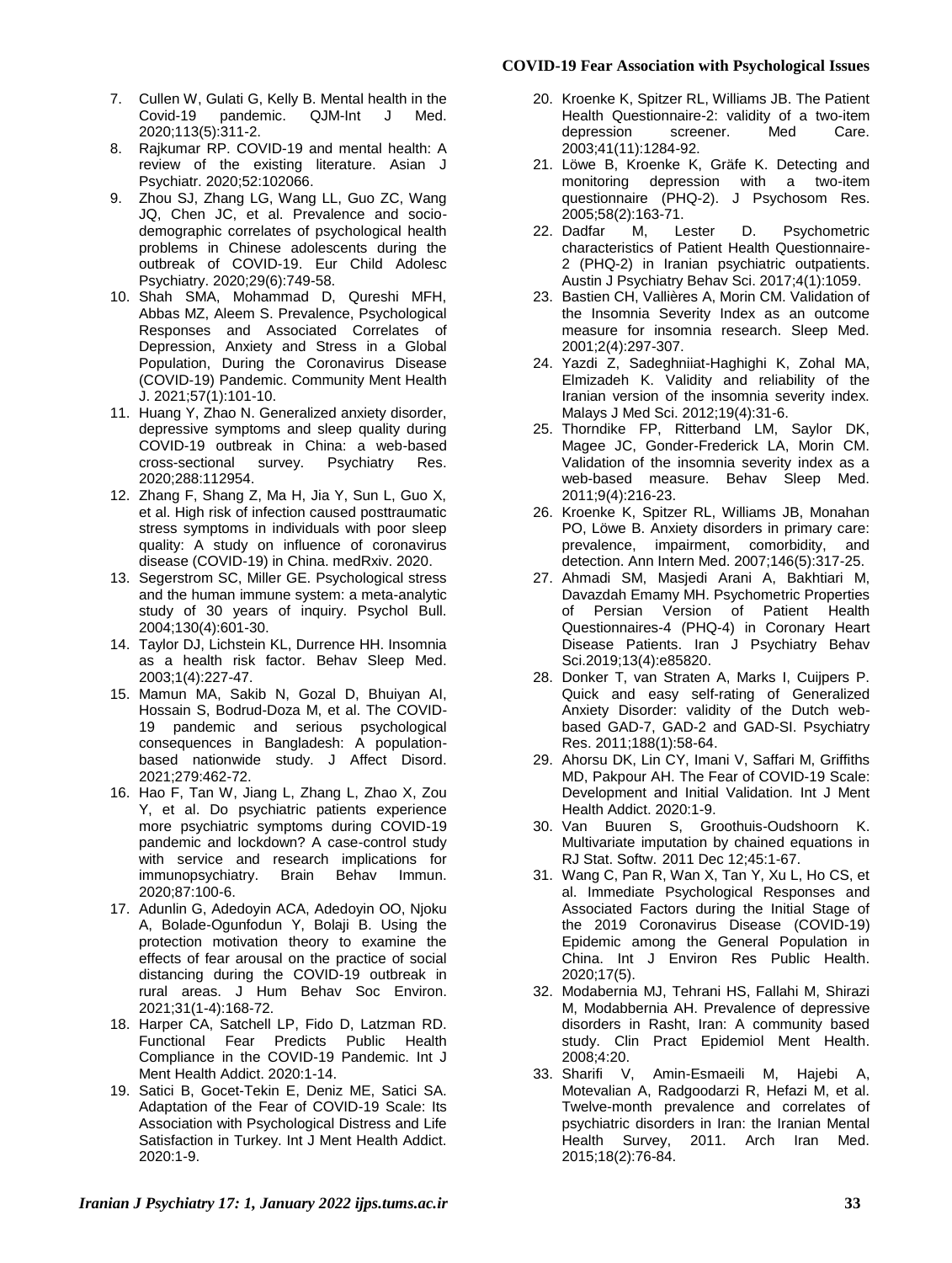7. Cullen W, Gulati G, Kelly B. Mental health in the Covid-19 pandemic. QJM-Int J Med. 2020;113(5):311-2.
8. Rajkumar RP. COVID-19 and mental health: A review of the existing literature. Asian J Psychiatr. 2020;52:102066.
9. Zhou SJ, Zhang LG, Wang LL, Guo ZC, Wang JQ, Chen JC, et al. Prevalence and socio-demographic correlates of psychological health problems in Chinese adolescents during the outbreak of COVID-19. Eur Child Adolesc Psychiatry. 2020;29(6):749-58.
10. Shah SMA, Mohammad D, Qureshi MFH, Abbas MZ, Aleem S. Prevalence, Psychological Responses and Associated Correlates of Depression, Anxiety and Stress in a Global Population, During the Coronavirus Disease (COVID-19) Pandemic. Community Ment Health J. 2021;57(1):101-10.
11. Huang Y, Zhao N. Generalized anxiety disorder, depressive symptoms and sleep quality during COVID-19 outbreak in China: a web-based cross-sectional survey. Psychiatry Res. 2020;288:112954.
12. Zhang F, Shang Z, Ma H, Jia Y, Sun L, Guo X, et al. High risk of infection caused posttraumatic stress symptoms in individuals with poor sleep quality: A study on influence of coronavirus disease (COVID-19) in China. medRxiv. 2020.
13. Segerstrom SC, Miller GE. Psychological stress and the human immune system: a meta-analytic study of 30 years of inquiry. Psychol Bull. 2004;130(4):601-30.
14. Taylor DJ, Lichstein KL, Durrence HH. Insomnia as a health risk factor. Behav Sleep Med. 2003;1(4):227-47.
15. Mamun MA, Sakib N, Gozal D, Bhuiyan AI, Hossain S, Bodrud-Doza M, et al. The COVID-19 pandemic and serious psychological consequences in Bangladesh: A population-based nationwide study. J Affect Disord. 2021;279:462-72.
16. Hao F, Tan W, Jiang L, Zhang L, Zhao X, Zou Y, et al. Do psychiatric patients experience more psychiatric symptoms during COVID-19 pandemic and lockdown? A case-control study with service and research implications for immunopsychiatry. Brain Behav Immun. 2020;87:100-6.
17. Adunlin G, Adedoyin ACA, Adedoyin OO, Njoku A, Bolade-Ogunfodun Y, Bolaji B. Using the protection motivation theory to examine the effects of fear arousal on the practice of social distancing during the COVID-19 outbreak in rural areas. J Hum Behav Soc Environ. 2021;31(1-4):168-72.
18. Harper CA, Satchell LP, Fido D, Latzman RD. Functional Fear Predicts Public Health Compliance in the COVID-19 Pandemic. Int J Ment Health Addict. 2020:1-14.
19. Satici B, Gocet-Tekin E, Deniz ME, Satici SA. Adaptation of the Fear of COVID-19 Scale: Its Association with Psychological Distress and Life Satisfaction in Turkey. Int J Ment Health Addict. 2020:1-9.
20. Kroenke K, Spitzer RL, Williams JB. The Patient Health Questionnaire-2: validity of a two-item depression screener. Med Care. 2003;41(11):1284-92.
21. Löwe B, Kroenke K, Gräfe K. Detecting and monitoring depression with a two-item questionnaire (PHQ-2). J Psychosom Res. 2005;58(2):163-71.
22. Dadfar M, Lester D. Psychometric characteristics of Patient Health Questionnaire-2 (PHQ-2) in Iranian psychiatric outpatients. Austin J Psychiatry Behav Sci. 2017;4(1):1059.
23. Bastien CH, Vallières A, Morin CM. Validation of the Insomnia Severity Index as an outcome measure for insomnia research. Sleep Med. 2001;2(4):297-307.
24. Yazdi Z, Sadeghniiat-Haghighi K, Zohal MA, Elmizadeh K. Validity and reliability of the Iranian version of the insomnia severity index. Malays J Med Sci. 2012;19(4):31-6.
25. Thorndike FP, Ritterband LM, Saylor DK, Magee JC, Gonder-Frederick LA, Morin CM. Validation of the insomnia severity index as a web-based measure. Behav Sleep Med. 2011;9(4):216-23.
26. Kroenke K, Spitzer RL, Williams JB, Monahan PO, Löwe B. Anxiety disorders in primary care: prevalence, impairment, comorbidity, and detection. Ann Intern Med. 2007;146(5):317-25.
27. Ahmadi SM, Masjedi Arani A, Bakhtiari M, Davazdah Emamy MH. Psychometric Properties of Persian Version of Patient Health Questionnaires-4 (PHQ-4) in Coronary Heart Disease Patients. Iran J Psychiatry Behav Sci.2019;13(4):e85820.
28. Donker T, van Straten A, Marks I, Cuijpers P. Quick and easy self-rating of Generalized Anxiety Disorder: validity of the Dutch web-based GAD-7, GAD-2 and GAD-SI. Psychiatry Res. 2011;188(1):58-64.
29. Ahorsu DK, Lin CY, Imani V, Saffari M, Griffiths MD, Pakpour AH. The Fear of COVID-19 Scale: Development and Initial Validation. Int J Ment Health Addict. 2020:1-9.
30. Van Buuren S, Groothuis-Oudshoorn K. Multivariate imputation by chained equations in RJ Stat. Softw. 2011 Dec 12;45:1-67.
31. Wang C, Pan R, Wan X, Tan Y, Xu L, Ho CS, et al. Immediate Psychological Responses and Associated Factors during the Initial Stage of the 2019 Coronavirus Disease (COVID-19) Epidemic among the General Population in China. Int J Environ Res Public Health. 2020;17(5).
32. Modabernia MJ, Tehrani HS, Fallahi M, Shirazi M, Modabbernia AH. Prevalence of depressive disorders in Rasht, Iran: A community based study. Clin Pract Epidemiol Ment Health. 2008;4:20.
33. Sharifi V, Amin-Esmaeili M, Hajebi A, Motevalian A, Radgoodarzi R, Hefazi M, et al. Twelve-month prevalence and correlates of psychiatric disorders in Iran: the Iranian Mental Health Survey, 2011. Arch Iran Med. 2015;18(2):76-84.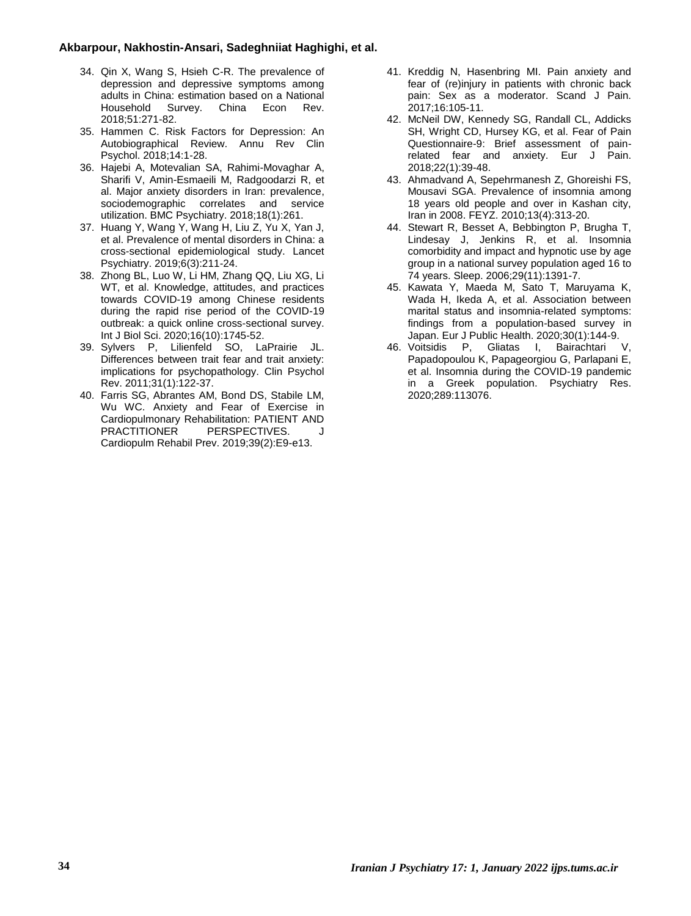34. Qin X, Wang S, Hsieh C-R. The prevalence of depression and depressive symptoms among adults in China: estimation based on a National Household Survey. China Econ Rev. 2018;51:271-82.
35. Hammen C. Risk Factors for Depression: An Autobiographical Review. Annu Rev Clin Psychol. 2018;14:1-28.
36. Hajebi A, Motevalian SA, Rahimi-Movaghar A, Sharifi V, Amin-Esmaeili M, Radgoodarzi R, et al. Major anxiety disorders in Iran: prevalence, sociodemographic correlates and service utilization. BMC Psychiatry. 2018;18(1):261.
37. Huang Y, Wang Y, Wang H, Liu Z, Yu X, Yan J, et al. Prevalence of mental disorders in China: a cross-sectional epidemiological study. Lancet Psychiatry. 2019;6(3):211-24.
38. Zhong BL, Luo W, Li HM, Zhang QQ, Liu XG, Li WT, et al. Knowledge, attitudes, and practices towards COVID-19 among Chinese residents during the rapid rise period of the COVID-19 outbreak: a quick online cross-sectional survey. Int J Biol Sci. 2020;16(10):1745-52.
39. Sylvers P, Lilienfeld SO, LaPrairie JL. Differences between trait fear and trait anxiety: implications for psychopathology. Clin Psychol Rev. 2011;31(1):122-37.
40. Farris SG, Abrantes AM, Bond DS, Stabile LM, Wu WC. Anxiety and Fear of Exercise in Cardiopulmonary Rehabilitation: PATIENT AND PRACTITIONER PERSPECTIVES. J Cardiopulm Rehabil Prev. 2019;39(2):E9-e13.
41. Kreddig N, Hasenbring MI. Pain anxiety and fear of (re)injury in patients with chronic back pain: Sex as a moderator. Scand J Pain. 2017;16:105-11.
42. McNeil DW, Kennedy SG, Randall CL, Addicks SH, Wright CD, Hursey KG, et al. Fear of Pain Questionnaire-9: Brief assessment of pain-related fear and anxiety. Eur J Pain. 2018;22(1):39-48.
43. Ahmadvand A, Sepehrmanesh Z, Ghoreishi FS, Mousavi SGA. Prevalence of insomnia among 18 years old people and over in Kashan city, Iran in 2008. FEYZ. 2010;13(4):313-20.
44. Stewart R, Besset A, Bebbington P, Brugha T, Lindesay J, Jenkins R, et al. Insomnia comorbidity and impact and hypnotic use by age group in a national survey population aged 16 to 74 years. Sleep. 2006;29(11):1391-7.
45. Kawata Y, Maeda M, Sato T, Maruyama K, Wada H, Ikeda A, et al. Association between marital status and insomnia-related symptoms: findings from a population-based survey in Japan. Eur J Public Health. 2020;30(1):144-9.
46. Voitsidis P, Gliatas I, Bairachtari V, Papadopoulou K, Papageorgiou G, Parlapani E, et al. Insomnia during the COVID-19 pandemic in a Greek population. Psychiatry Res. 2020;289:113076.